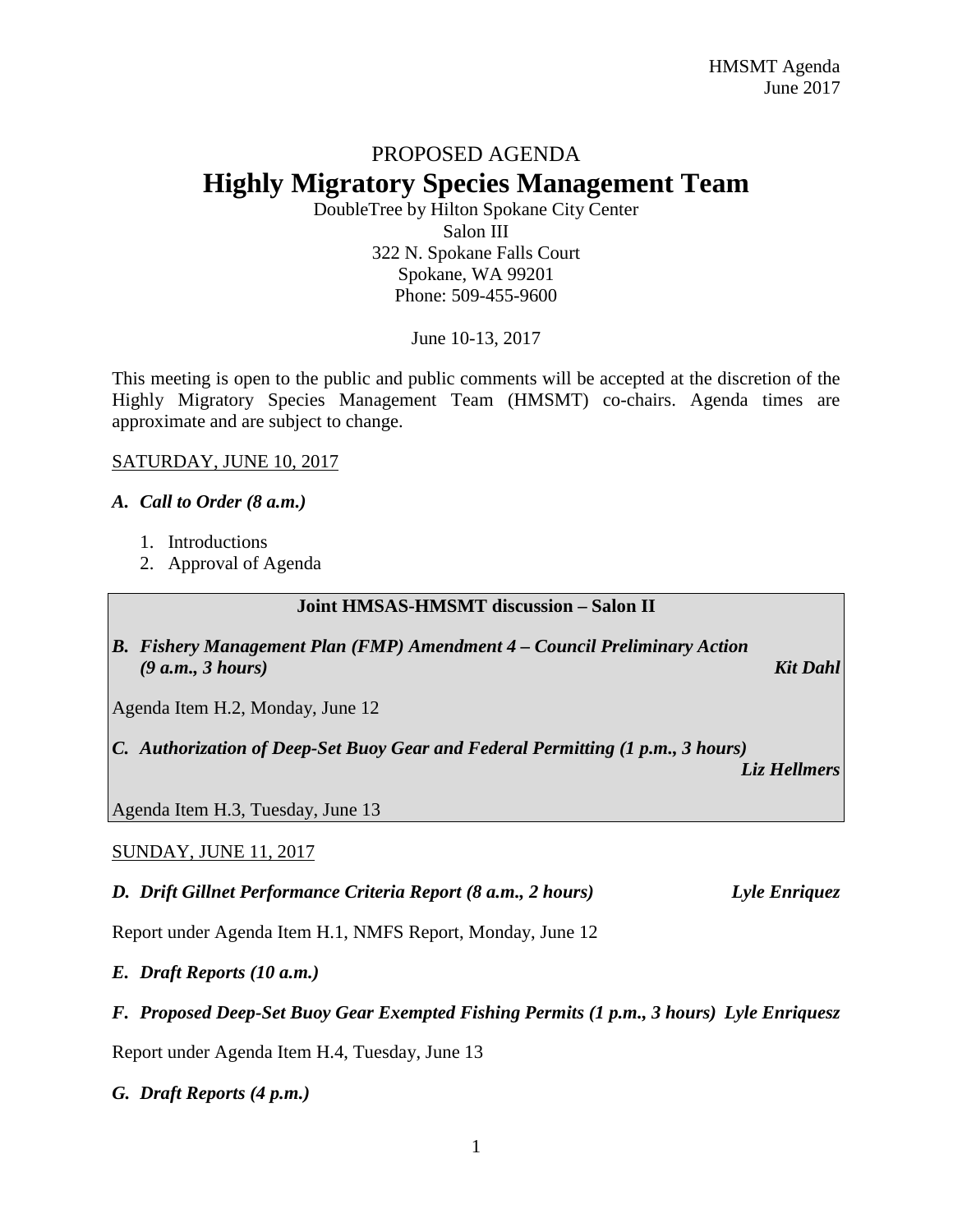PROPOSED AGENDA

# Highly Migratory Species Management Team

DoubleTree by Hilton Spokane City Center
Salon III
322 N. Spokane Falls Court
Spokane, WA 99201
Phone: 509-455-9600

June 10-13, 2017

This meeting is open to the public and public comments will be accepted at the discretion of the Highly Migratory Species Management Team (HMSMT) co-chairs. Agenda times are approximate and are subject to change.

<u>SATURDAY, JUNE 10, 2017</u>

***A. Call to Order (8 a.m.)***

1. Introductions
2. Approval of Agenda

**Joint HMSAS-HMSMT discussion – Salon II**

***B. Fishery Management Plan (FMP) Amendment 4 – Council Preliminary Action (9 a.m., 3 hours)*** ***Kit Dahl***

Agenda Item H.2, Monday, June 12

***C. Authorization of Deep-Set Buoy Gear and Federal Permitting (1 p.m., 3 hours)*** ***Liz Hellmers***

Agenda Item H.3, Tuesday, June 13

<u>SUNDAY, JUNE 11, 2017</u>

***D. Drift Gillnet Performance Criteria Report (8 a.m., 2 hours)*** ***Lyle Enriquez***

Report under Agenda Item H.1, NMFS Report, Monday, June 12

***E. Draft Reports (10 a.m.)***

***F. Proposed Deep-Set Buoy Gear Exempted Fishing Permits (1 p.m., 3 hours)*** ***Lyle Enriquesz***

Report under Agenda Item H.4, Tuesday, June 13

***G. Draft Reports (4 p.m.)***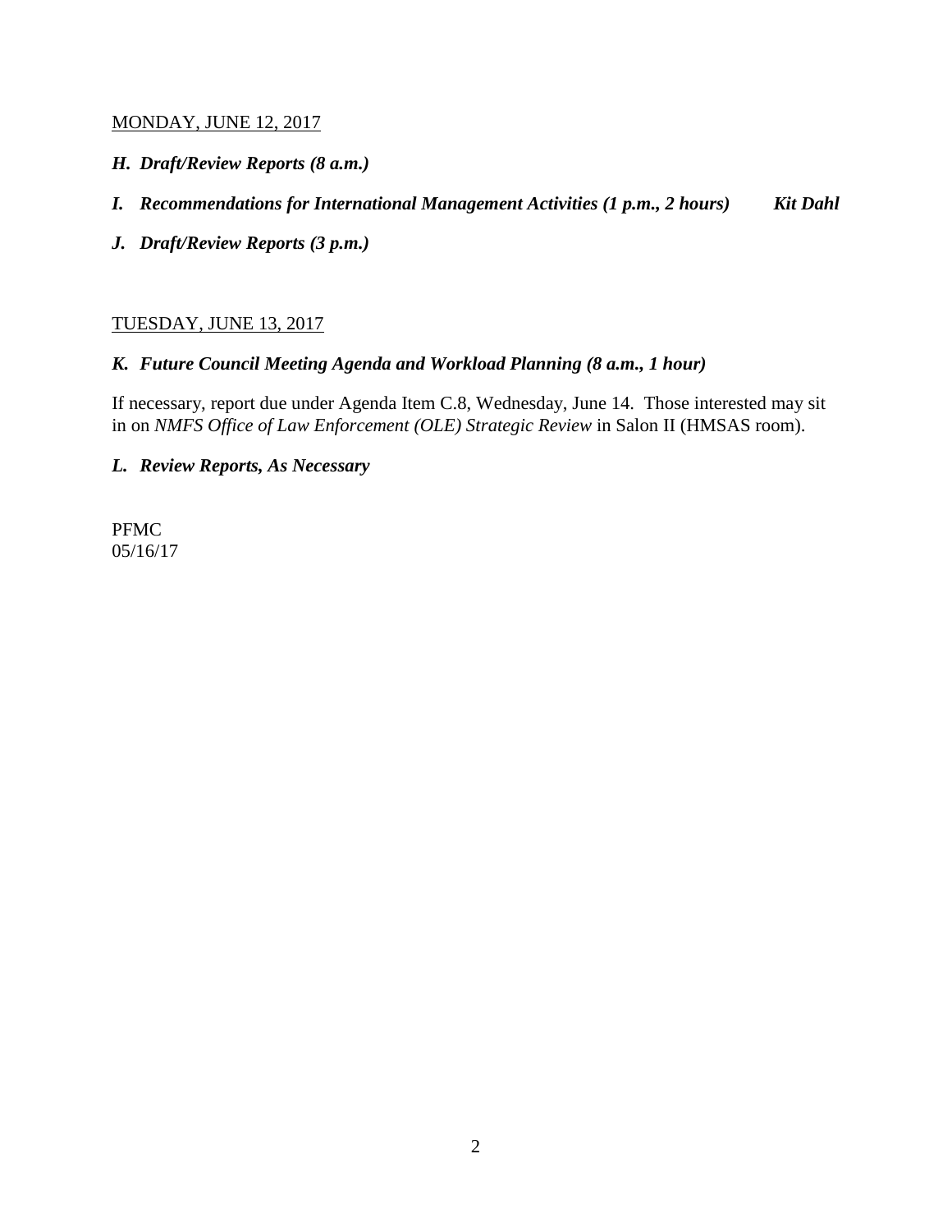<u>MONDAY, JUNE 12, 2017</u>

***H. Draft/Review Reports (8 a.m.)***

***I. Recommendations for International Management Activities (1 p.m., 2 hours)*** ***Kit Dahl***

***J. Draft/Review Reports (3 p.m.)***

<u>TUESDAY, JUNE 13, 2017</u>

***K. Future Council Meeting Agenda and Workload Planning (8 a.m., 1 hour)***

If necessary, report due under Agenda Item C.8, Wednesday, June 14. Those interested may sit in on *NMFS Office of Law Enforcement (OLE) Strategic Review* in Salon II (HMSAS room).

***L. Review Reports, As Necessary***

PFMC
05/16/17